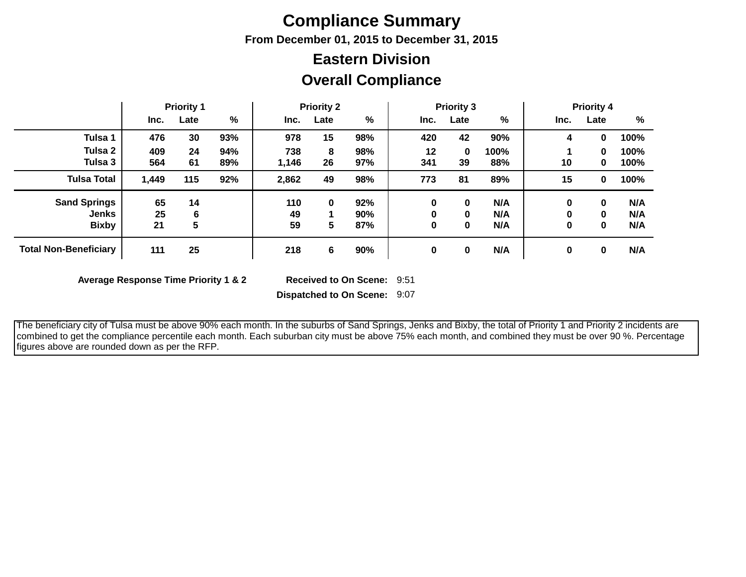# Compliance Summary

**From December 01, 2015 to December 31, 2015**

## Eastern Division

## Overall Compliance

| | Priority 1 | | | Priority 2 | | | Priority 3 | | | Priority 4 | | |
|---|---|---|---|---|---|---|---|---|---|---|---|---|
| | Inc. | Late | % | Inc. | Late | % | Inc. | Late | % | Inc. | Late | % |
| **Tulsa 1** | 476 | 30 | 93% | 978 | 15 | 98% | 420 | 42 | 90% | 4 | 0 | 100% |
| **Tulsa 2** | 409 | 24 | 94% | 738 | 8 | 98% | 12 | 0 | 100% | 1 | 0 | 100% |
| **Tulsa 3** | 564 | 61 | 89% | 1,146 | 26 | 97% | 341 | 39 | 88% | 10 | 0 | 100% |
| **Tulsa Total** | 1,449 | 115 | 92% | 2,862 | 49 | 98% | 773 | 81 | 89% | 15 | 0 | 100% |
| **Sand Springs** | 65 | 14 | | 110 | 0 | 92% | 0 | 0 | N/A | 0 | 0 | N/A |
| **Jenks** | 25 | 6 | | 49 | 1 | 90% | 0 | 0 | N/A | 0 | 0 | N/A |
| **Bixby** | 21 | 5 | | 59 | 5 | 87% | 0 | 0 | N/A | 0 | 0 | N/A |
| **Total Non-Beneficiary** | 111 | 25 | | 218 | 6 | 90% | 0 | 0 | N/A | 0 | 0 | N/A |

**Average Response Time Priority 1 & 2** — **Received to On Scene:** 9:51

**Dispatched to On Scene:** 9:07

The beneficiary city of Tulsa must be above 90% each month. In the suburbs of Sand Springs, Jenks and Bixby, the total of Priority 1 and Priority 2 incidents are combined to get the compliance percentile each month. Each suburban city must be above 75% each month, and combined they must be over 90 %. Percentage figures above are rounded down as per the RFP.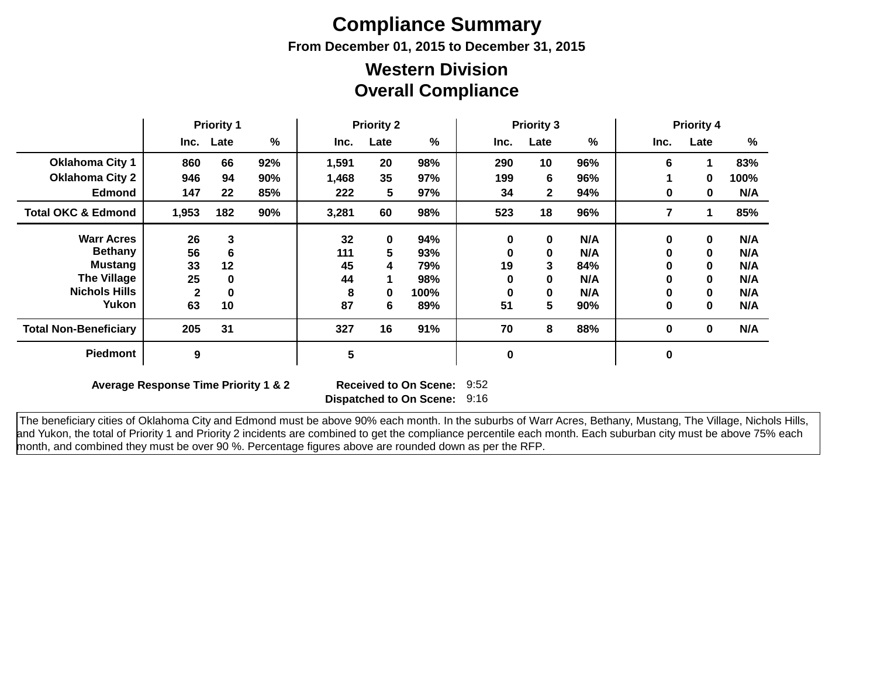# Compliance Summary

**From December 01, 2015 to December 31, 2015**

## Western Division
## Overall Compliance

| | Priority 1 | | | Priority 2 | | | Priority 3 | | | Priority 4 | | |
|---|---|---|---|---|---|---|---|---|---|---|---|---|
| | Inc. | Late | % | Inc. | Late | % | Inc. | Late | % | Inc. | Late | % |
| **Oklahoma City 1** | 860 | 66 | 92% | 1,591 | 20 | 98% | 290 | 10 | 96% | 6 | 1 | 83% |
| **Oklahoma City 2** | 946 | 94 | 90% | 1,468 | 35 | 97% | 199 | 6 | 96% | 1 | 0 | 100% |
| **Edmond** | 147 | 22 | 85% | 222 | 5 | 97% | 34 | 2 | 94% | 0 | 0 | N/A |
| **Total OKC & Edmond** | 1,953 | 182 | 90% | 3,281 | 60 | 98% | 523 | 18 | 96% | 7 | 1 | 85% |
| **Warr Acres** | 26 | 3 | | 32 | 0 | 94% | 0 | 0 | N/A | 0 | 0 | N/A |
| **Bethany** | 56 | 6 | | 111 | 5 | 93% | 0 | 0 | N/A | 0 | 0 | N/A |
| **Mustang** | 33 | 12 | | 45 | 4 | 79% | 19 | 3 | 84% | 0 | 0 | N/A |
| **The Village** | 25 | 0 | | 44 | 1 | 98% | 0 | 0 | N/A | 0 | 0 | N/A |
| **Nichols Hills** | 2 | 0 | | 8 | 0 | 100% | 0 | 0 | N/A | 0 | 0 | N/A |
| **Yukon** | 63 | 10 | | 87 | 6 | 89% | 51 | 5 | 90% | 0 | 0 | N/A |
| **Total Non-Beneficiary** | 205 | 31 | | 327 | 16 | 91% | 70 | 8 | 88% | 0 | 0 | N/A |
| **Piedmont** | 9 | | | 5 | | | 0 | | | 0 | | |

**Average Response Time Priority 1 & 2** **Received to On Scene:** 9:52
**Dispatched to On Scene:** 9:16

The beneficiary cities of Oklahoma City and Edmond must be above 90% each month. In the suburbs of Warr Acres, Bethany, Mustang, The Village, Nichols Hills, and Yukon, the total of Priority 1 and Priority 2 incidents are combined to get the compliance percentile each month. Each suburban city must be above 75% each month, and combined they must be over 90 %. Percentage figures above are rounded down as per the RFP.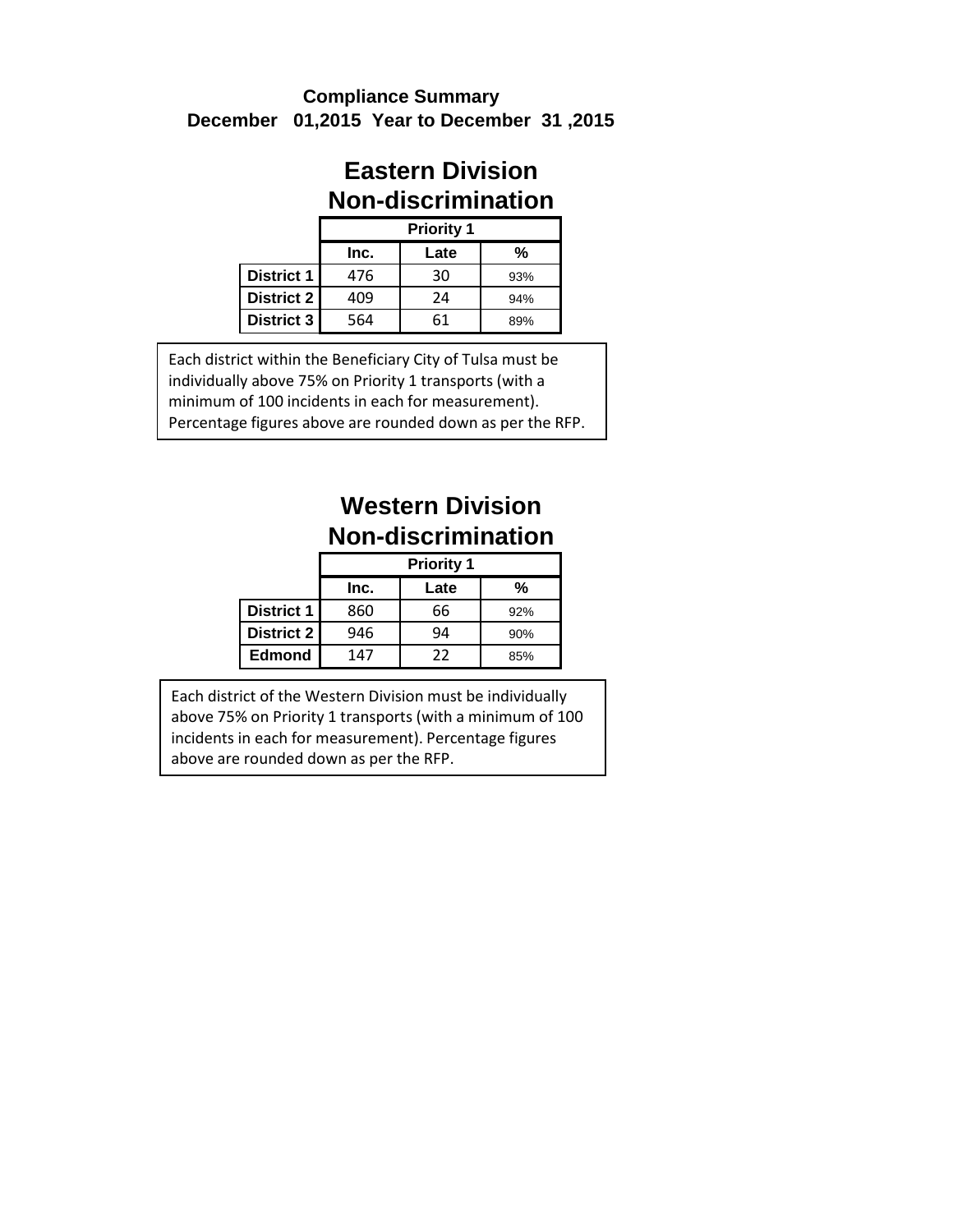**Compliance Summary**
**December 01,2015 Year to December 31 ,2015**

## Eastern Division Non-discrimination

| | Priority 1 | | |
|---|---|---|---|
| | **Inc.** | **Late** | **%** |
| **District 1** | 476 | 30 | 93% |
| **District 2** | 409 | 24 | 94% |
| **District 3** | 564 | 61 | 89% |

Each district within the Beneficiary City of Tulsa must be individually above 75% on Priority 1 transports (with a minimum of 100 incidents in each for measurement). Percentage figures above are rounded down as per the RFP.

## Western Division Non-discrimination

| | Priority 1 | | |
|---|---|---|---|
| | **Inc.** | **Late** | **%** |
| **District 1** | 860 | 66 | 92% |
| **District 2** | 946 | 94 | 90% |
| **Edmond** | 147 | 22 | 85% |

Each district of the Western Division must be individually above 75% on Priority 1 transports (with a minimum of 100 incidents in each for measurement). Percentage figures above are rounded down as per the RFP.